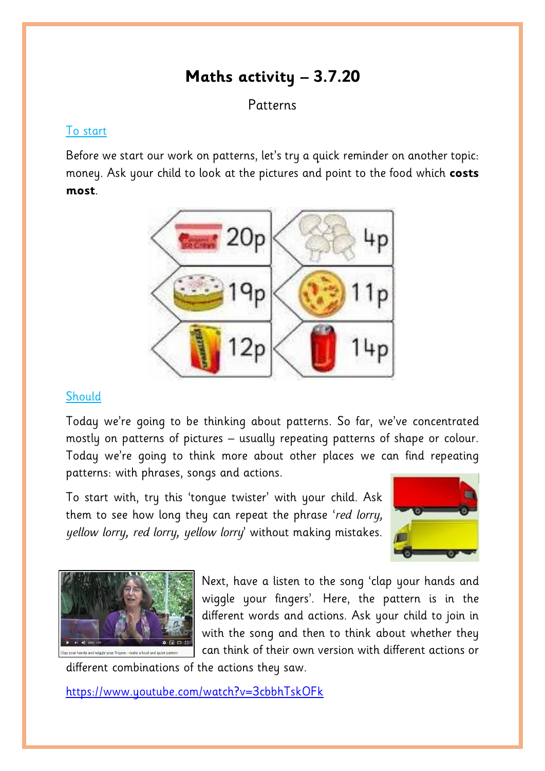# Maths activity – 3.7.20

Patterns

To start

Before we start our work on patterns, let's try a quick reminder on another topic: money. Ask your child to look at the pictures and point to the food which **costs most**.

Should

Today we're going to be thinking about patterns. So far, we've concentrated mostly on patterns of pictures – usually repeating patterns of shape or colour. Today we're going to think more about other places we can find repeating patterns: with phrases, songs and actions.

To start with, try this 'tongue twister' with your child. Ask them to see how long they can repeat the phrase '*red lorry, yellow lorry, red lorry, yellow lorry*' without making mistakes.

Next, have a listen to the song 'clap your hands and wiggle your fingers'. Here, the pattern is in the different words and actions. Ask your child to join in with the song and then to think about whether they can think of their own version with different actions or different combinations of the actions they saw.

https://www.youtube.com/watch?v=3cbbhTskOFk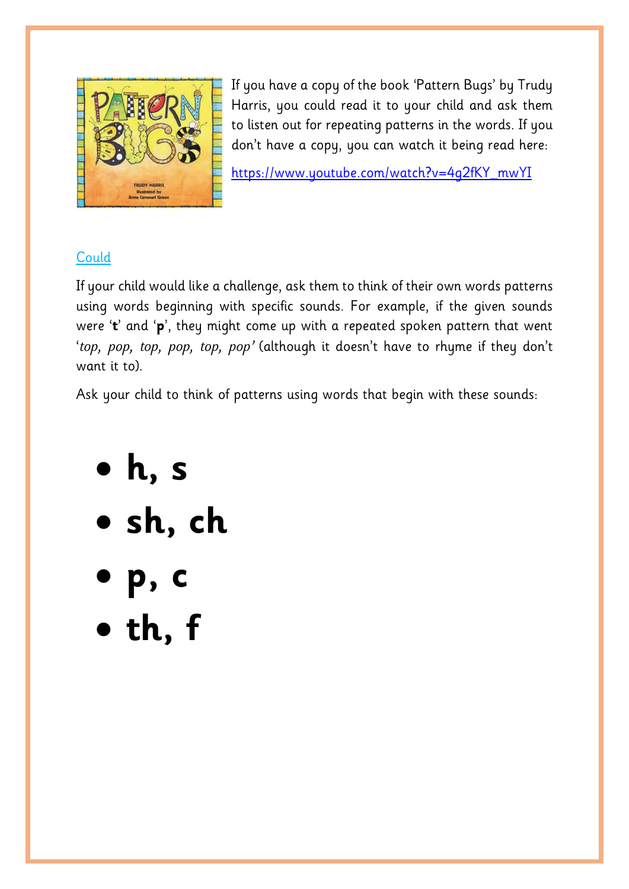If you have a copy of the book 'Pattern Bugs' by Trudy Harris, you could read it to your child and ask them to listen out for repeating patterns in the words. If you don't have a copy, you can watch it being read here:

https://www.youtube.com/watch?v=4g2fKY_mwYI

Could

If your child would like a challenge, ask them to think of their own words patterns using words beginning with specific sounds. For example, if the given sounds were '**t**' and '**p**', they might come up with a repeated spoken pattern that went '*top, pop, top, pop, top, pop'* (although it doesn't have to rhyme if they don't want it to).

Ask your child to think of patterns using words that begin with these sounds:

- **h, s**
- **sh, ch**
- **p, c**
- **th, f**